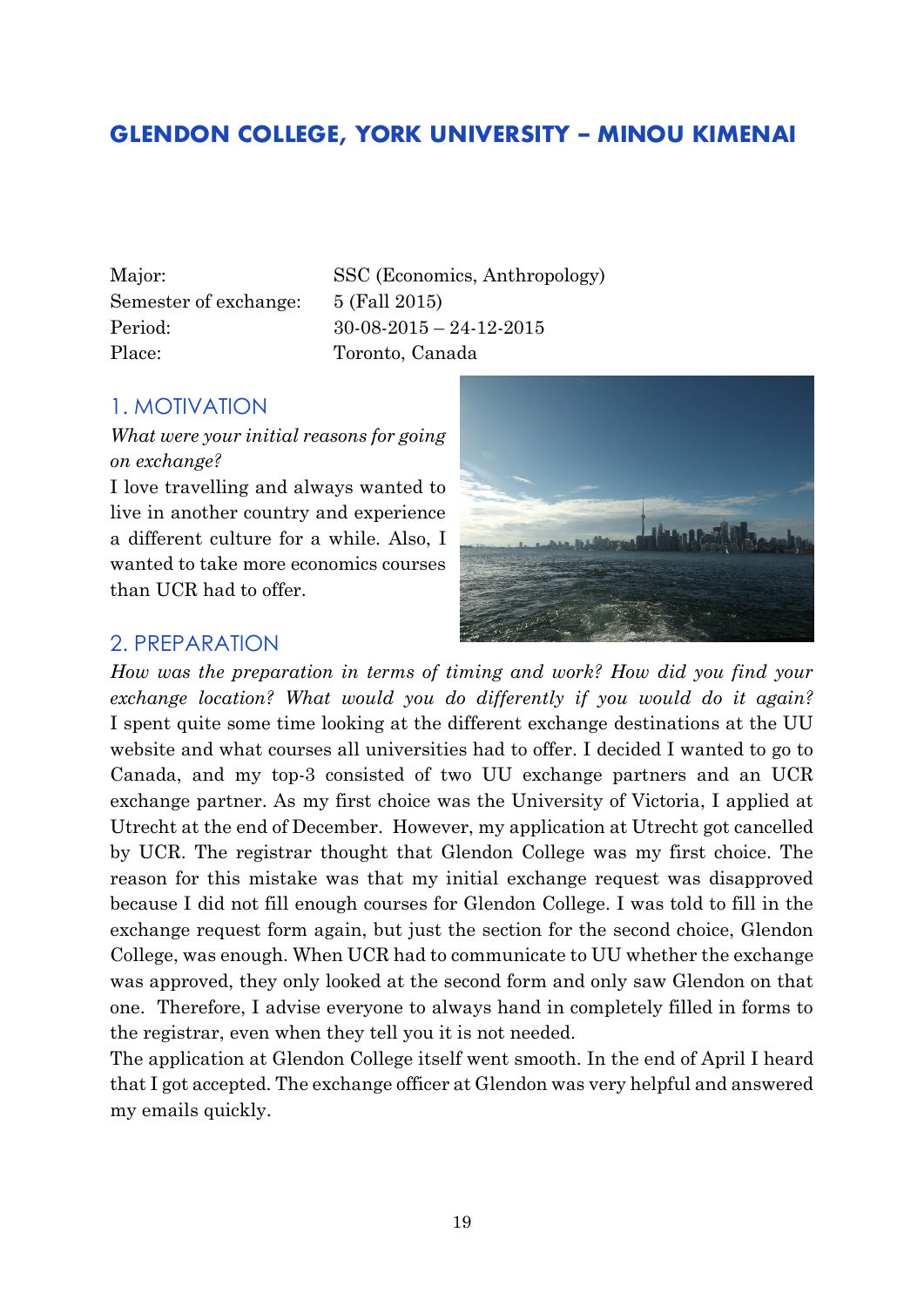# GLENDON COLLEGE, YORK UNIVERSITY – MINOU KIMENAI

| | |
|---|---|
| Major: | SSC (Economics, Anthropology) |
| Semester of exchange: | 5 (Fall 2015) |
| Period: | 30-08-2015 – 24-12-2015 |
| Place: | Toronto, Canada |

## 1. MOTIVATION

*What were your initial reasons for going on exchange?*

I love travelling and always wanted to live in another country and experience a different culture for a while. Also, I wanted to take more economics courses than UCR had to offer.

## 2. PREPARATION

*How was the preparation in terms of timing and work? How did you find your exchange location? What would you do differently if you would do it again?*

I spent quite some time looking at the different exchange destinations at the UU website and what courses all universities had to offer. I decided I wanted to go to Canada, and my top-3 consisted of two UU exchange partners and an UCR exchange partner. As my first choice was the University of Victoria, I applied at Utrecht at the end of December. However, my application at Utrecht got cancelled by UCR. The registrar thought that Glendon College was my first choice. The reason for this mistake was that my initial exchange request was disapproved because I did not fill enough courses for Glendon College. I was told to fill in the exchange request form again, but just the section for the second choice, Glendon College, was enough. When UCR had to communicate to UU whether the exchange was approved, they only looked at the second form and only saw Glendon on that one. Therefore, I advise everyone to always hand in completely filled in forms to the registrar, even when they tell you it is not needed.

The application at Glendon College itself went smooth. In the end of April I heard that I got accepted. The exchange officer at Glendon was very helpful and answered my emails quickly.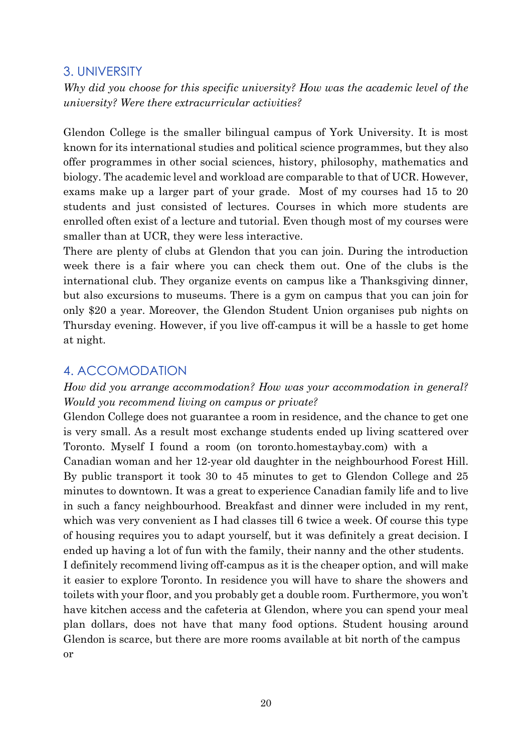## 3. UNIVERSITY

*Why did you choose for this specific university? How was the academic level of the university? Were there extracurricular activities?*

Glendon College is the smaller bilingual campus of York University. It is most known for its international studies and political science programmes, but they also offer programmes in other social sciences, history, philosophy, mathematics and biology. The academic level and workload are comparable to that of UCR. However, exams make up a larger part of your grade. Most of my courses had 15 to 20 students and just consisted of lectures. Courses in which more students are enrolled often exist of a lecture and tutorial. Even though most of my courses were smaller than at UCR, they were less interactive.

There are plenty of clubs at Glendon that you can join. During the introduction week there is a fair where you can check them out. One of the clubs is the international club. They organize events on campus like a Thanksgiving dinner, but also excursions to museums. There is a gym on campus that you can join for only $20 a year. Moreover, the Glendon Student Union organises pub nights on Thursday evening. However, if you live off-campus it will be a hassle to get home at night.

## 4. ACCOMODATION

*How did you arrange accommodation? How was your accommodation in general? Would you recommend living on campus or private?*

Glendon College does not guarantee a room in residence, and the chance to get one is very small. As a result most exchange students ended up living scattered over Toronto. Myself I found a room (on toronto.homestaybay.com) with a Canadian woman and her 12-year old daughter in the neighbourhood Forest Hill. By public transport it took 30 to 45 minutes to get to Glendon College and 25 minutes to downtown. It was a great to experience Canadian family life and to live in such a fancy neighbourhood. Breakfast and dinner were included in my rent, which was very convenient as I had classes till 6 twice a week. Of course this type of housing requires you to adapt yourself, but it was definitely a great decision. I ended up having a lot of fun with the family, their nanny and the other students.

I definitely recommend living off-campus as it is the cheaper option, and will make it easier to explore Toronto. In residence you will have to share the showers and toilets with your floor, and you probably get a double room. Furthermore, you won't have kitchen access and the cafeteria at Glendon, where you can spend your meal plan dollars, does not have that many food options. Student housing around Glendon is scarce, but there are more rooms available at bit north of the campus or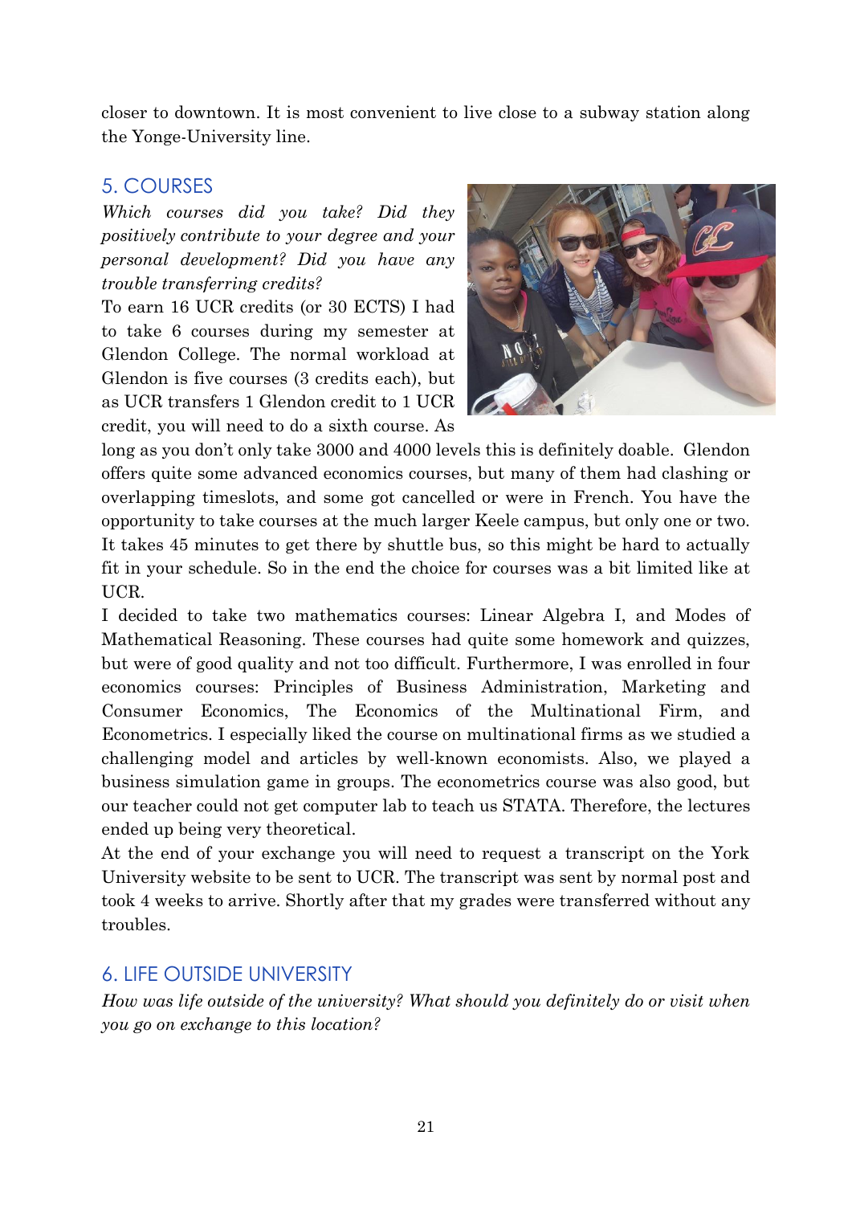closer to downtown. It is most convenient to live close to a subway station along the Yonge-University line.

## 5. COURSES

*Which courses did you take? Did they positively contribute to your degree and your personal development? Did you have any trouble transferring credits?*

To earn 16 UCR credits (or 30 ECTS) I had to take 6 courses during my semester at Glendon College. The normal workload at Glendon is five courses (3 credits each), but as UCR transfers 1 Glendon credit to 1 UCR credit, you will need to do a sixth course. As long as you don't only take 3000 and 4000 levels this is definitely doable. Glendon offers quite some advanced economics courses, but many of them had clashing or overlapping timeslots, and some got cancelled or were in French. You have the opportunity to take courses at the much larger Keele campus, but only one or two. It takes 45 minutes to get there by shuttle bus, so this might be hard to actually fit in your schedule. So in the end the choice for courses was a bit limited like at UCR.

I decided to take two mathematics courses: Linear Algebra I, and Modes of Mathematical Reasoning. These courses had quite some homework and quizzes, but were of good quality and not too difficult. Furthermore, I was enrolled in four economics courses: Principles of Business Administration, Marketing and Consumer Economics, The Economics of the Multinational Firm, and Econometrics. I especially liked the course on multinational firms as we studied a challenging model and articles by well-known economists. Also, we played a business simulation game in groups. The econometrics course was also good, but our teacher could not get computer lab to teach us STATA. Therefore, the lectures ended up being very theoretical.

At the end of your exchange you will need to request a transcript on the York University website to be sent to UCR. The transcript was sent by normal post and took 4 weeks to arrive. Shortly after that my grades were transferred without any troubles.

## 6. LIFE OUTSIDE UNIVERSITY

*How was life outside of the university? What should you definitely do or visit when you go on exchange to this location?*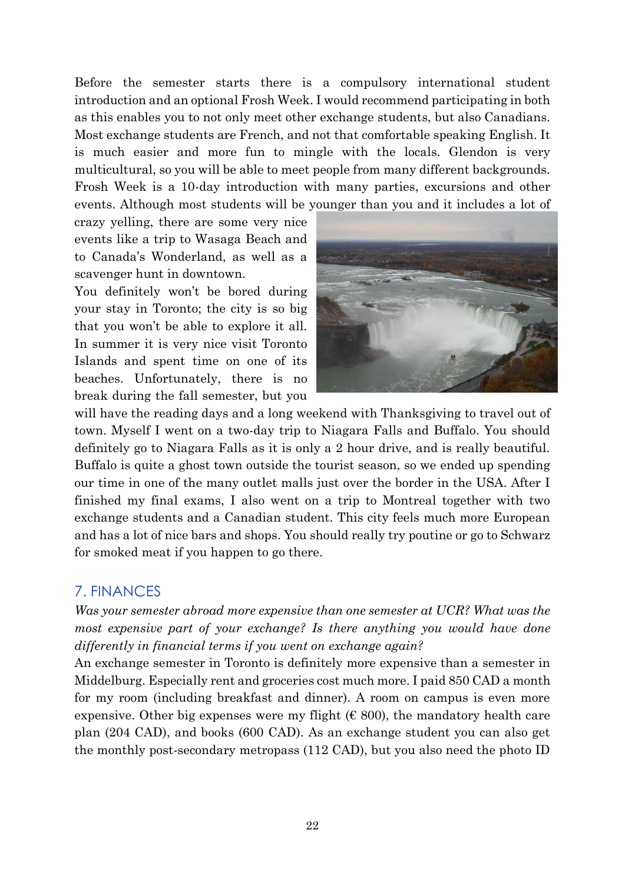Before the semester starts there is a compulsory international student introduction and an optional Frosh Week. I would recommend participating in both as this enables you to not only meet other exchange students, but also Canadians. Most exchange students are French, and not that comfortable speaking English. It is much easier and more fun to mingle with the locals. Glendon is very multicultural, so you will be able to meet people from many different backgrounds. Frosh Week is a 10-day introduction with many parties, excursions and other events. Although most students will be younger than you and it includes a lot of crazy yelling, there are some very nice events like a trip to Wasaga Beach and to Canada's Wonderland, as well as a scavenger hunt in downtown.

You definitely won't be bored during your stay in Toronto; the city is so big that you won't be able to explore it all. In summer it is very nice visit Toronto Islands and spent time on one of its beaches. Unfortunately, there is no break during the fall semester, but you will have the reading days and a long weekend with Thanksgiving to travel out of town. Myself I went on a two-day trip to Niagara Falls and Buffalo. You should definitely go to Niagara Falls as it is only a 2 hour drive, and is really beautiful. Buffalo is quite a ghost town outside the tourist season, so we ended up spending our time in one of the many outlet malls just over the border in the USA. After I finished my final exams, I also went on a trip to Montreal together with two exchange students and a Canadian student. This city feels much more European and has a lot of nice bars and shops. You should really try poutine or go to Schwarz for smoked meat if you happen to go there.

## 7. FINANCES

*Was your semester abroad more expensive than one semester at UCR? What was the most expensive part of your exchange? Is there anything you would have done differently in financial terms if you went on exchange again?*

An exchange semester in Toronto is definitely more expensive than a semester in Middelburg. Especially rent and groceries cost much more. I paid 850 CAD a month for my room (including breakfast and dinner). A room on campus is even more expensive. Other big expenses were my flight (€ 800), the mandatory health care plan (204 CAD), and books (600 CAD). As an exchange student you can also get the monthly post-secondary metropass (112 CAD), but you also need the photo ID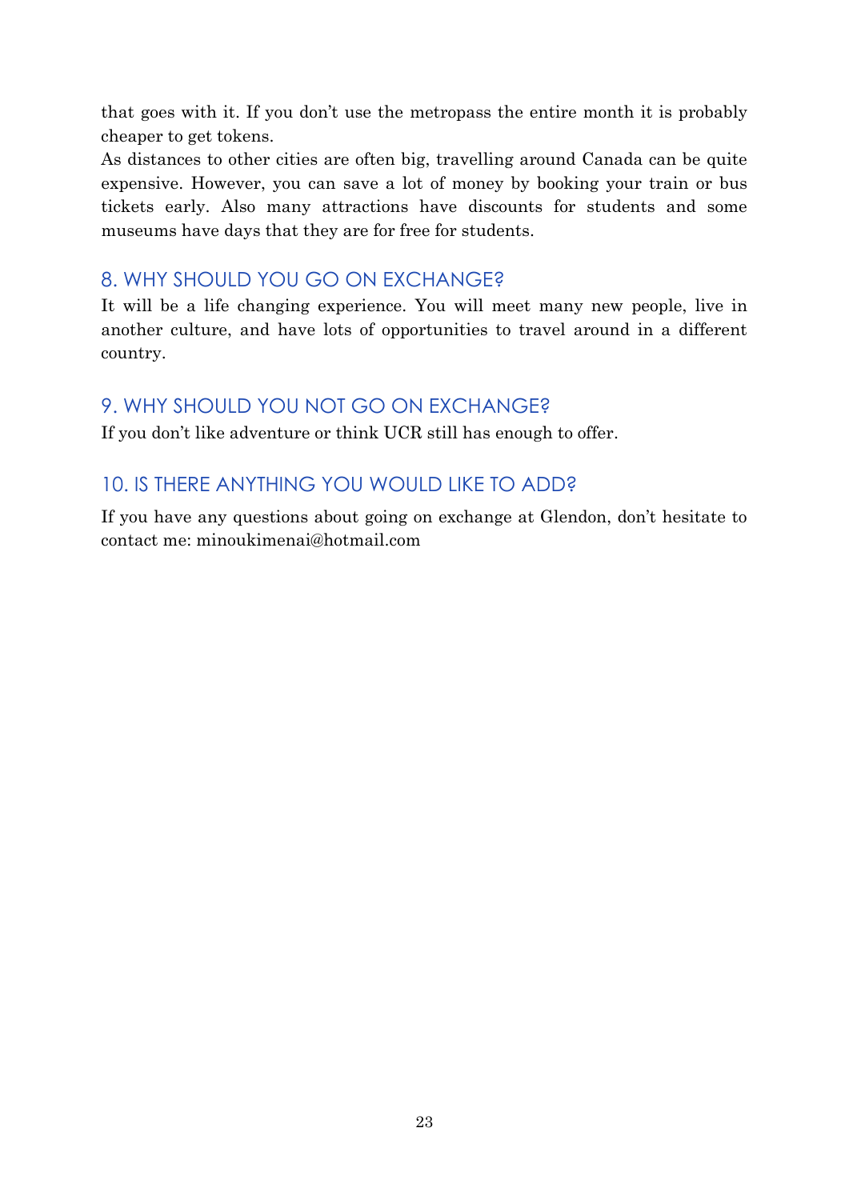that goes with it. If you don't use the metropass the entire month it is probably cheaper to get tokens.
As distances to other cities are often big, travelling around Canada can be quite expensive. However, you can save a lot of money by booking your train or bus tickets early. Also many attractions have discounts for students and some museums have days that they are for free for students.

## 8. WHY SHOULD YOU GO ON EXCHANGE?

It will be a life changing experience. You will meet many new people, live in another culture, and have lots of opportunities to travel around in a different country.

## 9. WHY SHOULD YOU NOT GO ON EXCHANGE?

If you don't like adventure or think UCR still has enough to offer.

## 10. IS THERE ANYTHING YOU WOULD LIKE TO ADD?

If you have any questions about going on exchange at Glendon, don't hesitate to contact me: minoukimenai@hotmail.com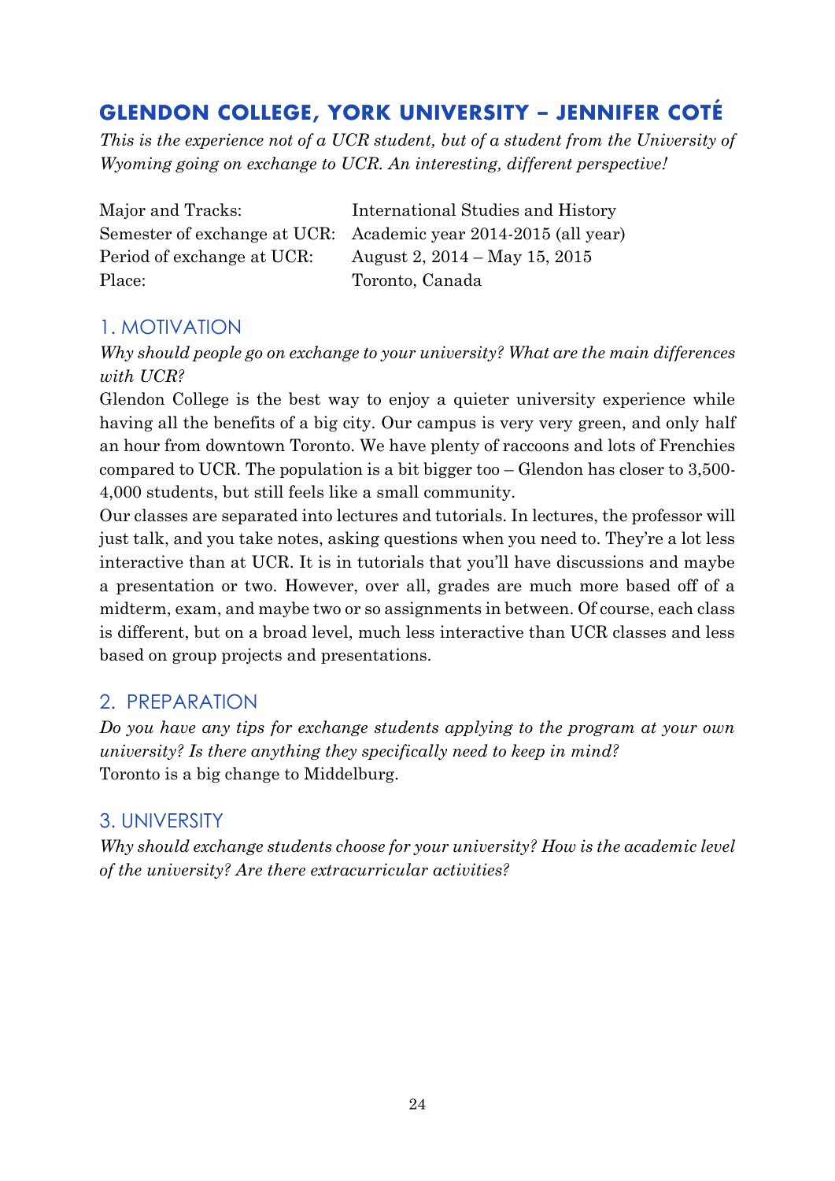## GLENDON COLLEGE, YORK UNIVERSITY – JENNIFER COTÉ

*This is the experience not of a UCR student, but of a student from the University of Wyoming going on exchange to UCR. An interesting, different perspective!*

| | |
|---|---|
| Major and Tracks: | International Studies and History |
| Semester of exchange at UCR: | Academic year 2014-2015 (all year) |
| Period of exchange at UCR: | August 2, 2014 – May 15, 2015 |
| Place: | Toronto, Canada |

### 1. MOTIVATION

*Why should people go on exchange to your university? What are the main differences with UCR?*

Glendon College is the best way to enjoy a quieter university experience while having all the benefits of a big city. Our campus is very very green, and only half an hour from downtown Toronto. We have plenty of raccoons and lots of Frenchies compared to UCR. The population is a bit bigger too – Glendon has closer to 3,500-4,000 students, but still feels like a small community.

Our classes are separated into lectures and tutorials. In lectures, the professor will just talk, and you take notes, asking questions when you need to. They're a lot less interactive than at UCR. It is in tutorials that you'll have discussions and maybe a presentation or two. However, over all, grades are much more based off of a midterm, exam, and maybe two or so assignments in between. Of course, each class is different, but on a broad level, much less interactive than UCR classes and less based on group projects and presentations.

### 2. PREPARATION

*Do you have any tips for exchange students applying to the program at your own university? Is there anything they specifically need to keep in mind?*

Toronto is a big change to Middelburg.

### 3. UNIVERSITY

*Why should exchange students choose for your university? How is the academic level of the university? Are there extracurricular activities?*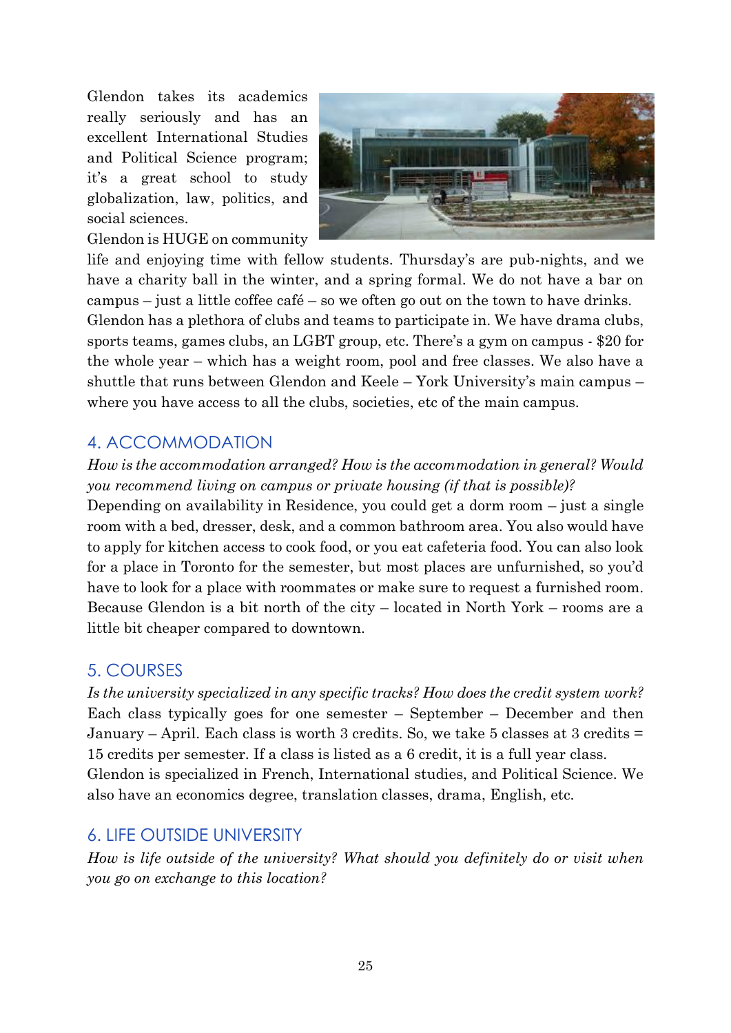Glendon takes its academics really seriously and has an excellent International Studies and Political Science program; it's a great school to study globalization, law, politics, and social sciences.

Glendon is HUGE on community life and enjoying time with fellow students. Thursday's are pub-nights, and we have a charity ball in the winter, and a spring formal. We do not have a bar on campus – just a little coffee café – so we often go out on the town to have drinks. Glendon has a plethora of clubs and teams to participate in. We have drama clubs, sports teams, games clubs, an LGBT group, etc. There's a gym on campus - $20 for the whole year – which has a weight room, pool and free classes. We also have a shuttle that runs between Glendon and Keele – York University's main campus – where you have access to all the clubs, societies, etc of the main campus.

## 4. ACCOMMODATION

*How is the accommodation arranged? How is the accommodation in general? Would you recommend living on campus or private housing (if that is possible)?*

Depending on availability in Residence, you could get a dorm room – just a single room with a bed, dresser, desk, and a common bathroom area. You also would have to apply for kitchen access to cook food, or you eat cafeteria food. You can also look for a place in Toronto for the semester, but most places are unfurnished, so you'd have to look for a place with roommates or make sure to request a furnished room. Because Glendon is a bit north of the city – located in North York – rooms are a little bit cheaper compared to downtown.

## 5. COURSES

*Is the university specialized in any specific tracks? How does the credit system work?*

Each class typically goes for one semester – September – December and then January – April. Each class is worth 3 credits. So, we take 5 classes at 3 credits = 15 credits per semester. If a class is listed as a 6 credit, it is a full year class.

Glendon is specialized in French, International studies, and Political Science. We also have an economics degree, translation classes, drama, English, etc.

## 6. LIFE OUTSIDE UNIVERSITY

*How is life outside of the university? What should you definitely do or visit when you go on exchange to this location?*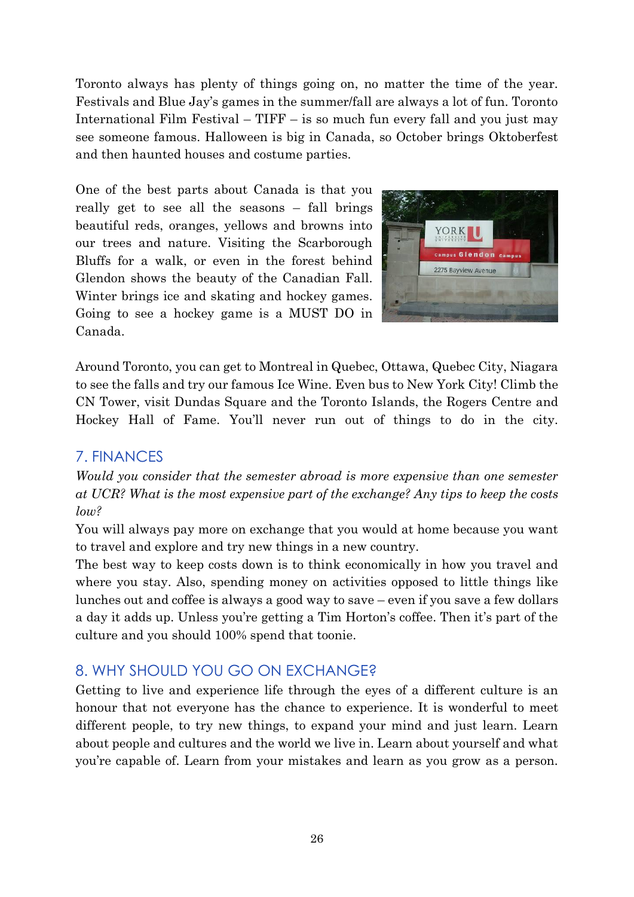Toronto always has plenty of things going on, no matter the time of the year. Festivals and Blue Jay's games in the summer/fall are always a lot of fun. Toronto International Film Festival – TIFF – is so much fun every fall and you just may see someone famous. Halloween is big in Canada, so October brings Oktoberfest and then haunted houses and costume parties.

One of the best parts about Canada is that you really get to see all the seasons – fall brings beautiful reds, oranges, yellows and browns into our trees and nature. Visiting the Scarborough Bluffs for a walk, or even in the forest behind Glendon shows the beauty of the Canadian Fall. Winter brings ice and skating and hockey games. Going to see a hockey game is a MUST DO in Canada.

Around Toronto, you can get to Montreal in Quebec, Ottawa, Quebec City, Niagara to see the falls and try our famous Ice Wine. Even bus to New York City! Climb the CN Tower, visit Dundas Square and the Toronto Islands, the Rogers Centre and Hockey Hall of Fame. You'll never run out of things to do in the city.

## 7. FINANCES

*Would you consider that the semester abroad is more expensive than one semester at UCR? What is the most expensive part of the exchange? Any tips to keep the costs low?*

You will always pay more on exchange that you would at home because you want to travel and explore and try new things in a new country.

The best way to keep costs down is to think economically in how you travel and where you stay. Also, spending money on activities opposed to little things like lunches out and coffee is always a good way to save – even if you save a few dollars a day it adds up. Unless you're getting a Tim Horton's coffee. Then it's part of the culture and you should 100% spend that toonie.

## 8. WHY SHOULD YOU GO ON EXCHANGE?

Getting to live and experience life through the eyes of a different culture is an honour that not everyone has the chance to experience. It is wonderful to meet different people, to try new things, to expand your mind and just learn. Learn about people and cultures and the world we live in. Learn about yourself and what you're capable of. Learn from your mistakes and learn as you grow as a person.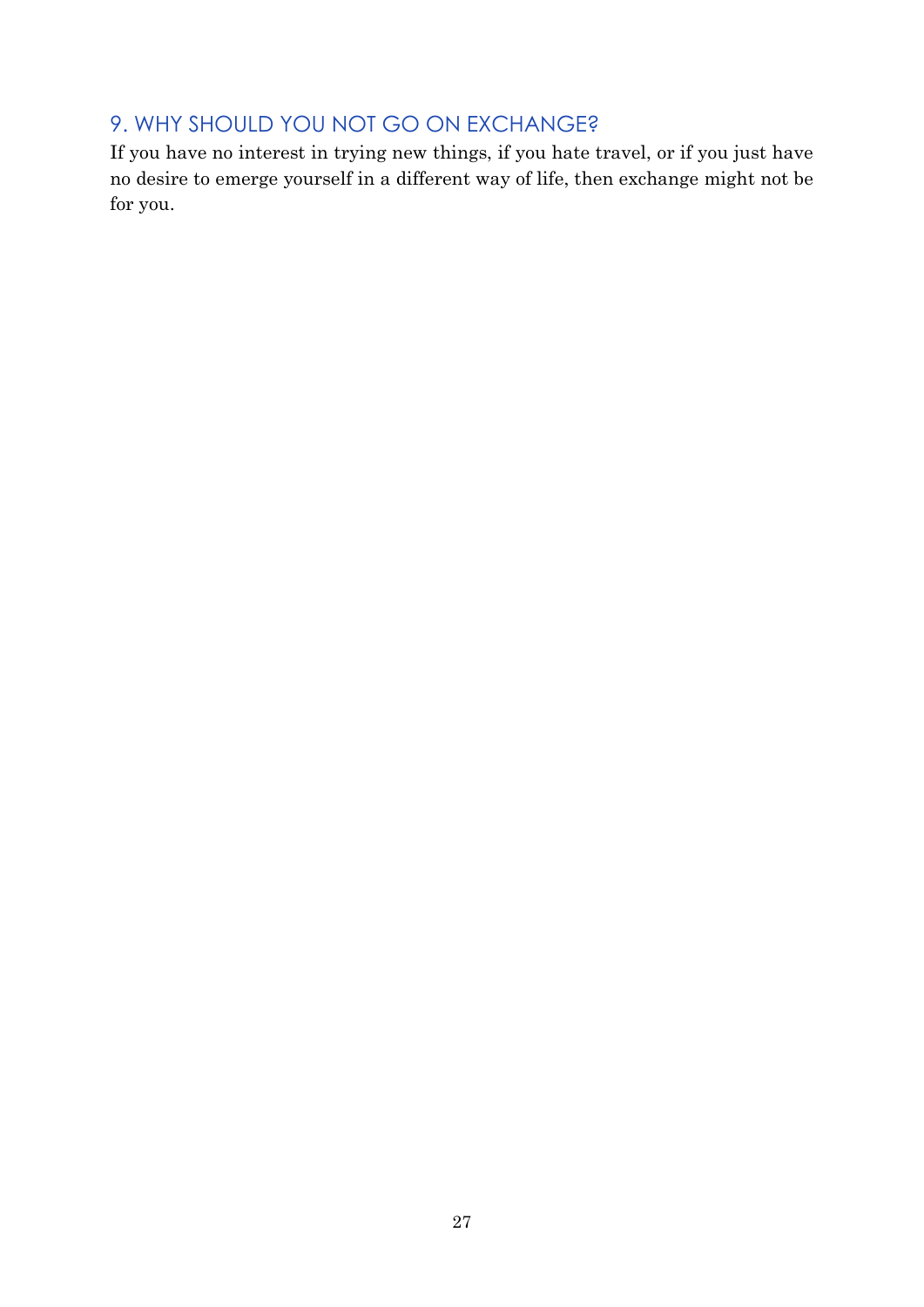## 9. WHY SHOULD YOU NOT GO ON EXCHANGE?

If you have no interest in trying new things, if you hate travel, or if you just have no desire to emerge yourself in a different way of life, then exchange might not be for you.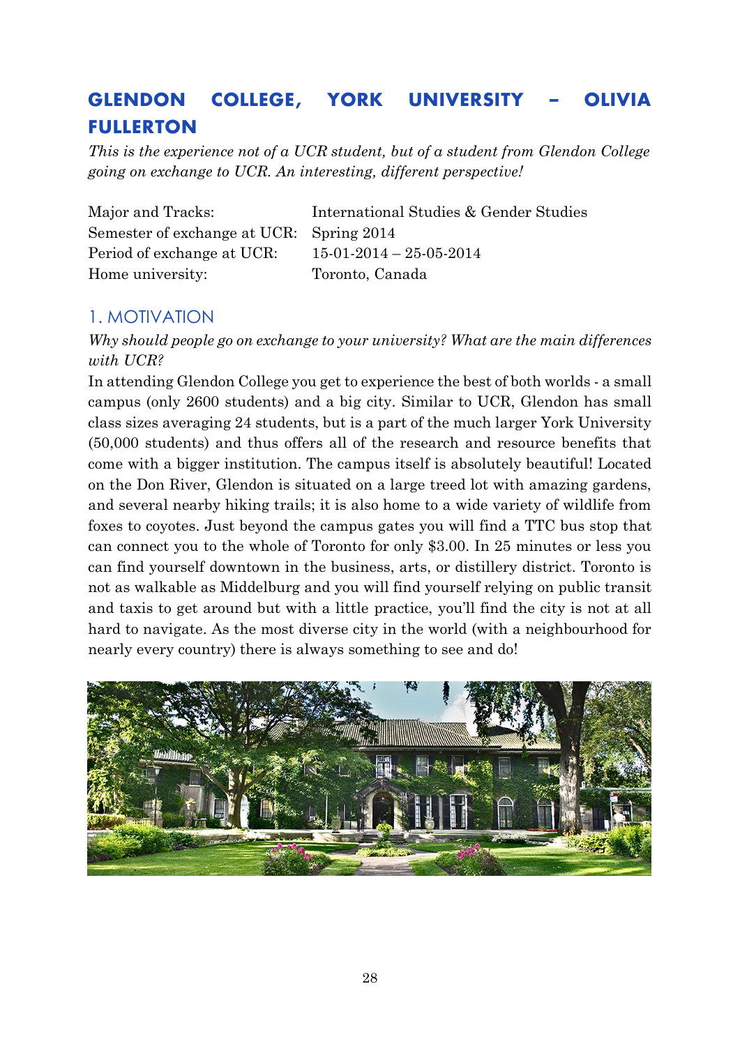## GLENDON COLLEGE, YORK UNIVERSITY – OLIVIA FULLERTON

*This is the experience not of a UCR student, but of a student from Glendon College going on exchange to UCR. An interesting, different perspective!*

| | |
|---|---|
| Major and Tracks: | International Studies & Gender Studies |
| Semester of exchange at UCR: | Spring 2014 |
| Period of exchange at UCR: | 15-01-2014 – 25-05-2014 |
| Home university: | Toronto, Canada |

### 1. MOTIVATION

*Why should people go on exchange to your university? What are the main differences with UCR?*

In attending Glendon College you get to experience the best of both worlds - a small campus (only 2600 students) and a big city. Similar to UCR, Glendon has small class sizes averaging 24 students, but is a part of the much larger York University (50,000 students) and thus offers all of the research and resource benefits that come with a bigger institution. The campus itself is absolutely beautiful! Located on the Don River, Glendon is situated on a large treed lot with amazing gardens, and several nearby hiking trails; it is also home to a wide variety of wildlife from foxes to coyotes. Just beyond the campus gates you will find a TTC bus stop that can connect you to the whole of Toronto for only $3.00. In 25 minutes or less you can find yourself downtown in the business, arts, or distillery district. Toronto is not as walkable as Middelburg and you will find yourself relying on public transit and taxis to get around but with a little practice, you'll find the city is not at all hard to navigate. As the most diverse city in the world (with a neighbourhood for nearly every country) there is always something to see and do!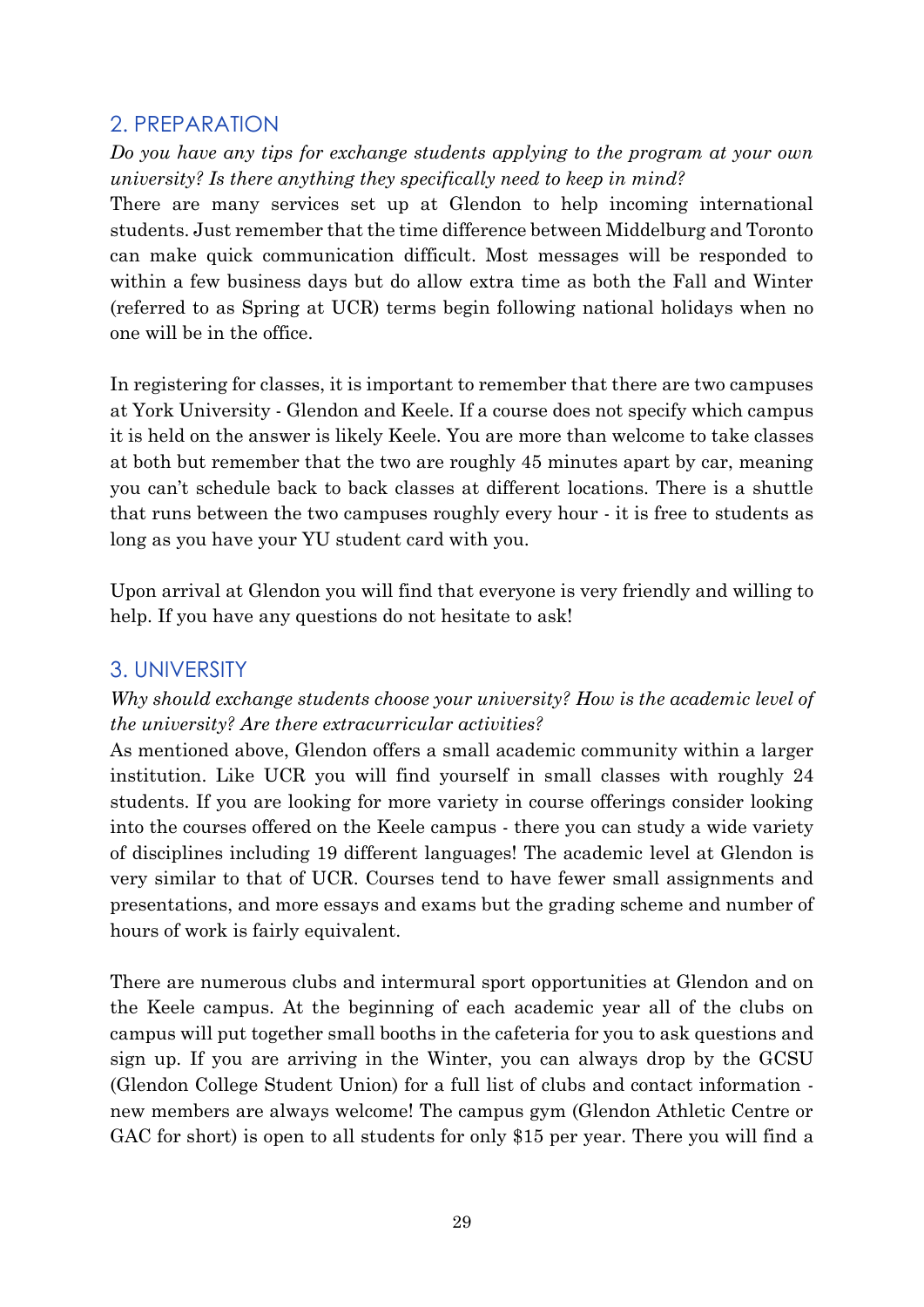## 2. PREPARATION

*Do you have any tips for exchange students applying to the program at your own university? Is there anything they specifically need to keep in mind?*

There are many services set up at Glendon to help incoming international students. Just remember that the time difference between Middelburg and Toronto can make quick communication difficult. Most messages will be responded to within a few business days but do allow extra time as both the Fall and Winter (referred to as Spring at UCR) terms begin following national holidays when no one will be in the office.

In registering for classes, it is important to remember that there are two campuses at York University - Glendon and Keele. If a course does not specify which campus it is held on the answer is likely Keele. You are more than welcome to take classes at both but remember that the two are roughly 45 minutes apart by car, meaning you can't schedule back to back classes at different locations. There is a shuttle that runs between the two campuses roughly every hour - it is free to students as long as you have your YU student card with you.

Upon arrival at Glendon you will find that everyone is very friendly and willing to help. If you have any questions do not hesitate to ask!

## 3. UNIVERSITY

*Why should exchange students choose your university? How is the academic level of the university? Are there extracurricular activities?*

As mentioned above, Glendon offers a small academic community within a larger institution. Like UCR you will find yourself in small classes with roughly 24 students. If you are looking for more variety in course offerings consider looking into the courses offered on the Keele campus - there you can study a wide variety of disciplines including 19 different languages! The academic level at Glendon is very similar to that of UCR. Courses tend to have fewer small assignments and presentations, and more essays and exams but the grading scheme and number of hours of work is fairly equivalent.

There are numerous clubs and intermural sport opportunities at Glendon and on the Keele campus. At the beginning of each academic year all of the clubs on campus will put together small booths in the cafeteria for you to ask questions and sign up. If you are arriving in the Winter, you can always drop by the GCSU (Glendon College Student Union) for a full list of clubs and contact information - new members are always welcome! The campus gym (Glendon Athletic Centre or GAC for short) is open to all students for only $15 per year. There you will find a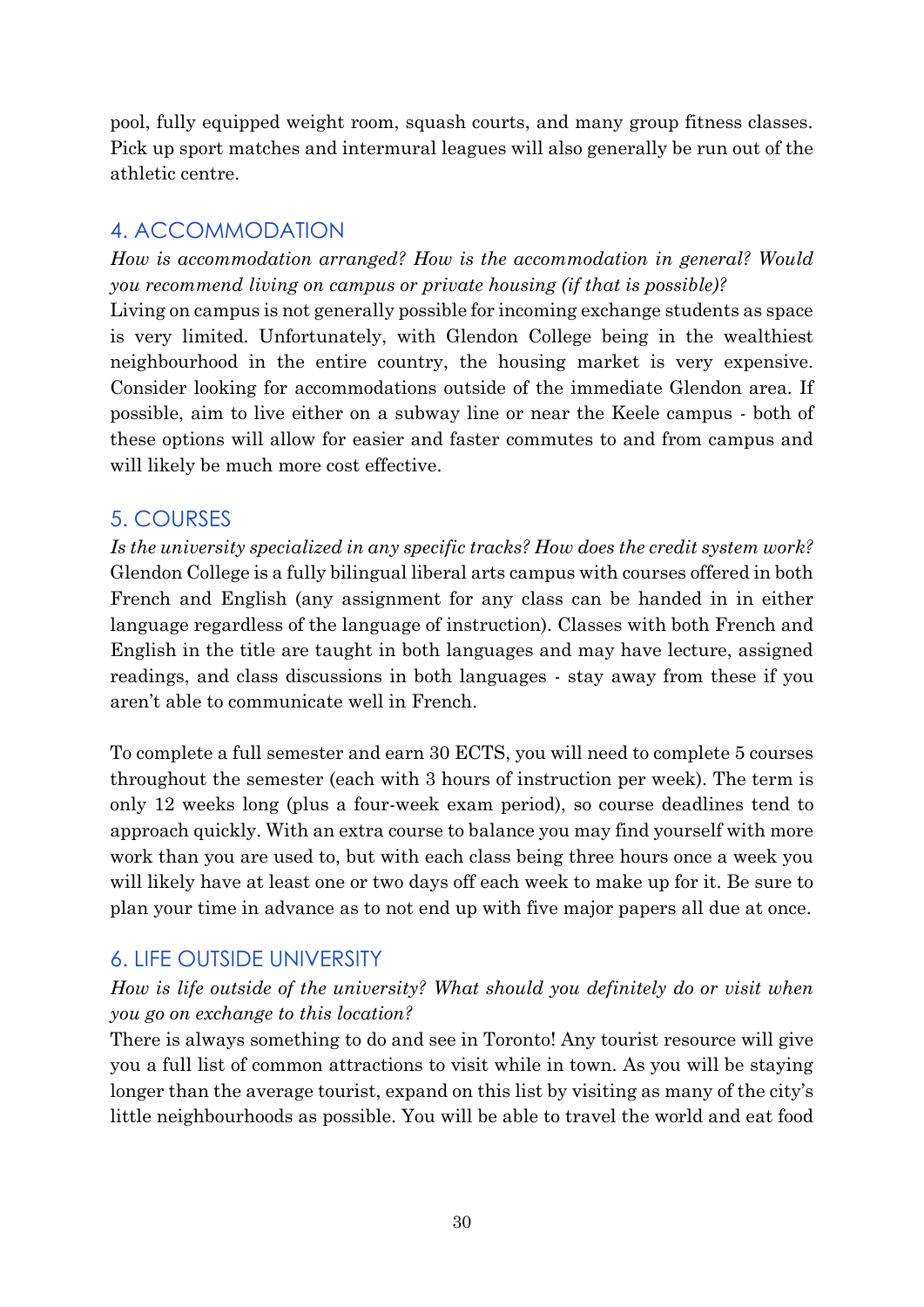pool, fully equipped weight room, squash courts, and many group fitness classes. Pick up sport matches and intermural leagues will also generally be run out of the athletic centre.

## 4. ACCOMMODATION

*How is accommodation arranged? How is the accommodation in general? Would you recommend living on campus or private housing (if that is possible)?*

Living on campus is not generally possible for incoming exchange students as space is very limited. Unfortunately, with Glendon College being in the wealthiest neighbourhood in the entire country, the housing market is very expensive. Consider looking for accommodations outside of the immediate Glendon area. If possible, aim to live either on a subway line or near the Keele campus - both of these options will allow for easier and faster commutes to and from campus and will likely be much more cost effective.

## 5. COURSES

*Is the university specialized in any specific tracks? How does the credit system work?*

Glendon College is a fully bilingual liberal arts campus with courses offered in both French and English (any assignment for any class can be handed in in either language regardless of the language of instruction). Classes with both French and English in the title are taught in both languages and may have lecture, assigned readings, and class discussions in both languages - stay away from these if you aren't able to communicate well in French.

To complete a full semester and earn 30 ECTS, you will need to complete 5 courses throughout the semester (each with 3 hours of instruction per week). The term is only 12 weeks long (plus a four-week exam period), so course deadlines tend to approach quickly. With an extra course to balance you may find yourself with more work than you are used to, but with each class being three hours once a week you will likely have at least one or two days off each week to make up for it. Be sure to plan your time in advance as to not end up with five major papers all due at once.

## 6. LIFE OUTSIDE UNIVERSITY

*How is life outside of the university? What should you definitely do or visit when you go on exchange to this location?*

There is always something to do and see in Toronto! Any tourist resource will give you a full list of common attractions to visit while in town. As you will be staying longer than the average tourist, expand on this list by visiting as many of the city's little neighbourhoods as possible. You will be able to travel the world and eat food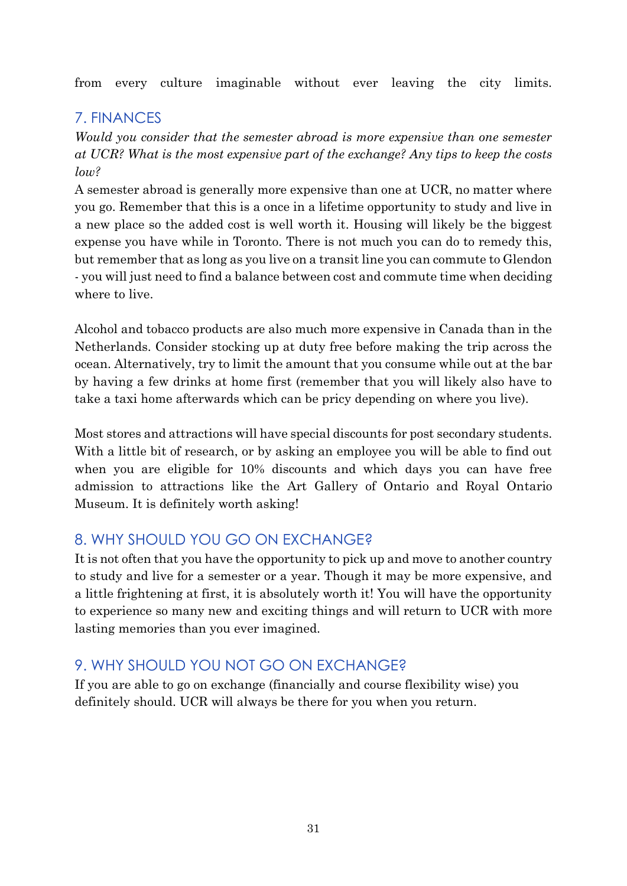from every culture imaginable without ever leaving the city limits.

## 7. FINANCES

*Would you consider that the semester abroad is more expensive than one semester at UCR? What is the most expensive part of the exchange? Any tips to keep the costs low?*

A semester abroad is generally more expensive than one at UCR, no matter where you go. Remember that this is a once in a lifetime opportunity to study and live in a new place so the added cost is well worth it. Housing will likely be the biggest expense you have while in Toronto. There is not much you can do to remedy this, but remember that as long as you live on a transit line you can commute to Glendon - you will just need to find a balance between cost and commute time when deciding where to live.

Alcohol and tobacco products are also much more expensive in Canada than in the Netherlands. Consider stocking up at duty free before making the trip across the ocean. Alternatively, try to limit the amount that you consume while out at the bar by having a few drinks at home first (remember that you will likely also have to take a taxi home afterwards which can be pricy depending on where you live).

Most stores and attractions will have special discounts for post secondary students. With a little bit of research, or by asking an employee you will be able to find out when you are eligible for 10% discounts and which days you can have free admission to attractions like the Art Gallery of Ontario and Royal Ontario Museum. It is definitely worth asking!

## 8. WHY SHOULD YOU GO ON EXCHANGE?

It is not often that you have the opportunity to pick up and move to another country to study and live for a semester or a year. Though it may be more expensive, and a little frightening at first, it is absolutely worth it! You will have the opportunity to experience so many new and exciting things and will return to UCR with more lasting memories than you ever imagined.

## 9. WHY SHOULD YOU NOT GO ON EXCHANGE?

If you are able to go on exchange (financially and course flexibility wise) you definitely should. UCR will always be there for you when you return.